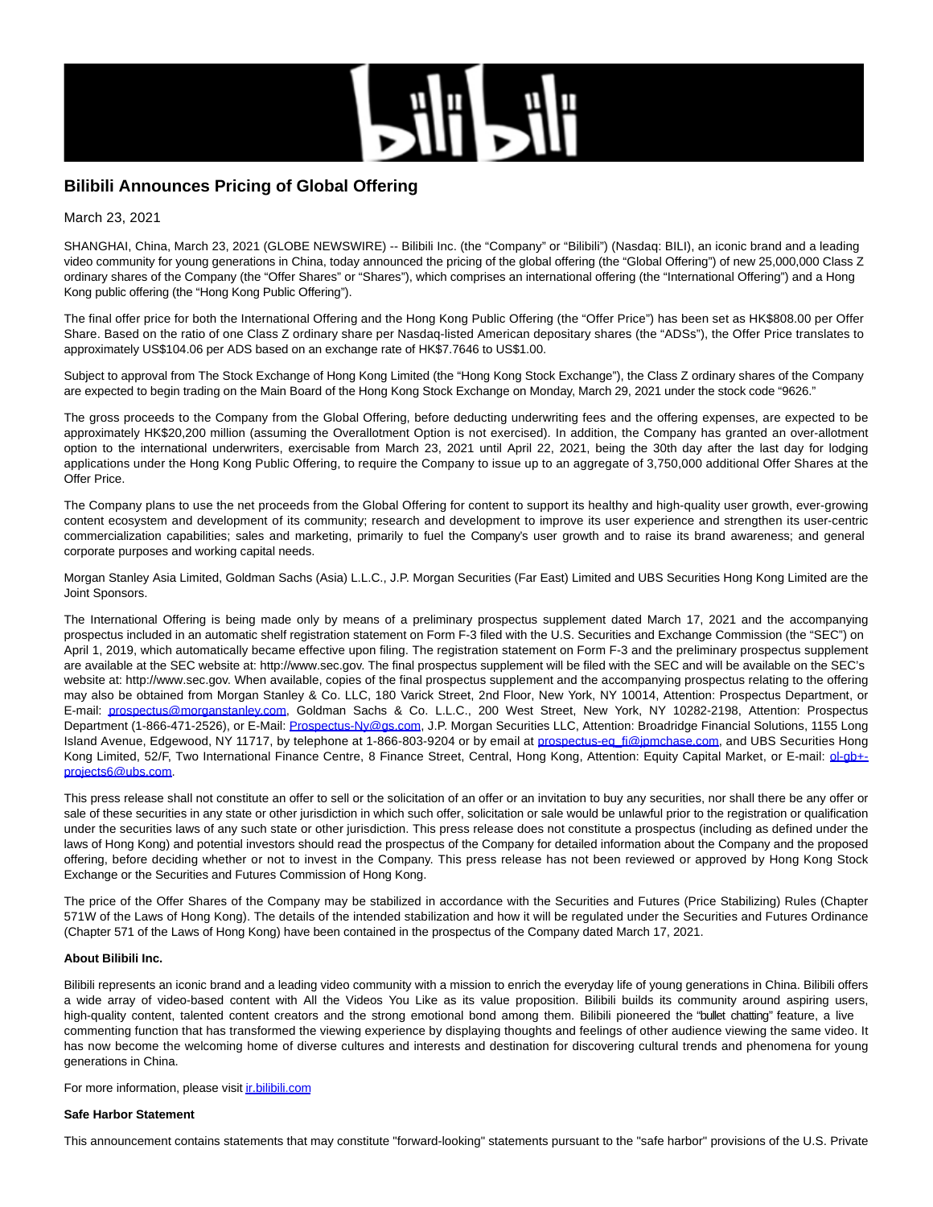# Bilibili Announces Pricing of Global Offering

March 23, 2021

SHANGHAI, China, March 23, 2021 (GLOBE NEWSWIRE) -- Bilibili Inc. (the "Company" or "Bilibili") (Nasdaq: BILI), an iconic brand and a leading video community for young generations in China, today announced the pricing of the global offering (the "Global Offering") of new 25,000,000 Class Z ordinary shares of the Company (the "Offer Shares" or "Shares"), which comprises an international offering (the "International Offering") and a Hong Kong public offering (the "Hong Kong Public Offering").

The final offer price for both the International Offering and the Hong Kong Public Offering (the "Offer Price") has been set as HK$808.00 per Offer Share. Based on the ratio of one Class Z ordinary share per Nasdaq-listed American depositary shares (the "ADSs"), the Offer Price translates to approximately US$104.06 per ADS based on an exchange rate of HK$7.7646 to US$1.00.

Subject to approval from The Stock Exchange of Hong Kong Limited (the "Hong Kong Stock Exchange"), the Class Z ordinary shares of the Company are expected to begin trading on the Main Board of the Hong Kong Stock Exchange on Monday, March 29, 2021 under the stock code "9626."

The gross proceeds to the Company from the Global Offering, before deducting underwriting fees and the offering expenses, are expected to be approximately HK$20,200 million (assuming the Overallotment Option is not exercised). In addition, the Company has granted an over-allotment option to the international underwriters, exercisable from March 23, 2021 until April 22, 2021, being the 30th day after the last day for lodging applications under the Hong Kong Public Offering, to require the Company to issue up to an aggregate of 3,750,000 additional Offer Shares at the Offer Price.

The Company plans to use the net proceeds from the Global Offering for content to support its healthy and high-quality user growth, ever-growing content ecosystem and development of its community; research and development to improve its user experience and strengthen its user-centric commercialization capabilities; sales and marketing, primarily to fuel the Company's user growth and to raise its brand awareness; and general corporate purposes and working capital needs.

Morgan Stanley Asia Limited, Goldman Sachs (Asia) L.L.C., J.P. Morgan Securities (Far East) Limited and UBS Securities Hong Kong Limited are the Joint Sponsors.

The International Offering is being made only by means of a preliminary prospectus supplement dated March 17, 2021 and the accompanying prospectus included in an automatic shelf registration statement on Form F-3 filed with the U.S. Securities and Exchange Commission (the "SEC") on April 1, 2019, which automatically became effective upon filing. The registration statement on Form F-3 and the preliminary prospectus supplement are available at the SEC website at: http://www.sec.gov. The final prospectus supplement will be filed with the SEC and will be available on the SEC's website at: http://www.sec.gov. When available, copies of the final prospectus supplement and the accompanying prospectus relating to the offering may also be obtained from Morgan Stanley & Co. LLC, 180 Varick Street, 2nd Floor, New York, NY 10014, Attention: Prospectus Department, or E-mail: prospectus@morganstanley.com, Goldman Sachs & Co. L.L.C., 200 West Street, New York, NY 10282-2198, Attention: Prospectus Department (1-866-471-2526), or E-Mail: Prospectus-Ny@gs.com, J.P. Morgan Securities LLC, Attention: Broadridge Financial Solutions, 1155 Long Island Avenue, Edgewood, NY 11717, by telephone at 1-866-803-9204 or by email at prospectus-eq_fi@jpmchase.com, and UBS Securities Hong Kong Limited, 52/F, Two International Finance Centre, 8 Finance Street, Central, Hong Kong, Attention: Equity Capital Market, or E-mail: ol-gb+-projects6@ubs.com.

This press release shall not constitute an offer to sell or the solicitation of an offer or an invitation to buy any securities, nor shall there be any offer or sale of these securities in any state or other jurisdiction in which such offer, solicitation or sale would be unlawful prior to the registration or qualification under the securities laws of any such state or other jurisdiction. This press release does not constitute a prospectus (including as defined under the laws of Hong Kong) and potential investors should read the prospectus of the Company for detailed information about the Company and the proposed offering, before deciding whether or not to invest in the Company. This press release has not been reviewed or approved by Hong Kong Stock Exchange or the Securities and Futures Commission of Hong Kong.

The price of the Offer Shares of the Company may be stabilized in accordance with the Securities and Futures (Price Stabilizing) Rules (Chapter 571W of the Laws of Hong Kong). The details of the intended stabilization and how it will be regulated under the Securities and Futures Ordinance (Chapter 571 of the Laws of Hong Kong) have been contained in the prospectus of the Company dated March 17, 2021.

**About Bilibili Inc.**

Bilibili represents an iconic brand and a leading video community with a mission to enrich the everyday life of young generations in China. Bilibili offers a wide array of video-based content with All the Videos You Like as its value proposition. Bilibili builds its community around aspiring users, high-quality content, talented content creators and the strong emotional bond among them. Bilibili pioneered the "bullet chatting" feature, a live commenting function that has transformed the viewing experience by displaying thoughts and feelings of other audience viewing the same video. It has now become the welcoming home of diverse cultures and interests and destination for discovering cultural trends and phenomena for young generations in China.

For more information, please visit ir.bilibili.com

**Safe Harbor Statement**

This announcement contains statements that may constitute "forward-looking" statements pursuant to the "safe harbor" provisions of the U.S. Private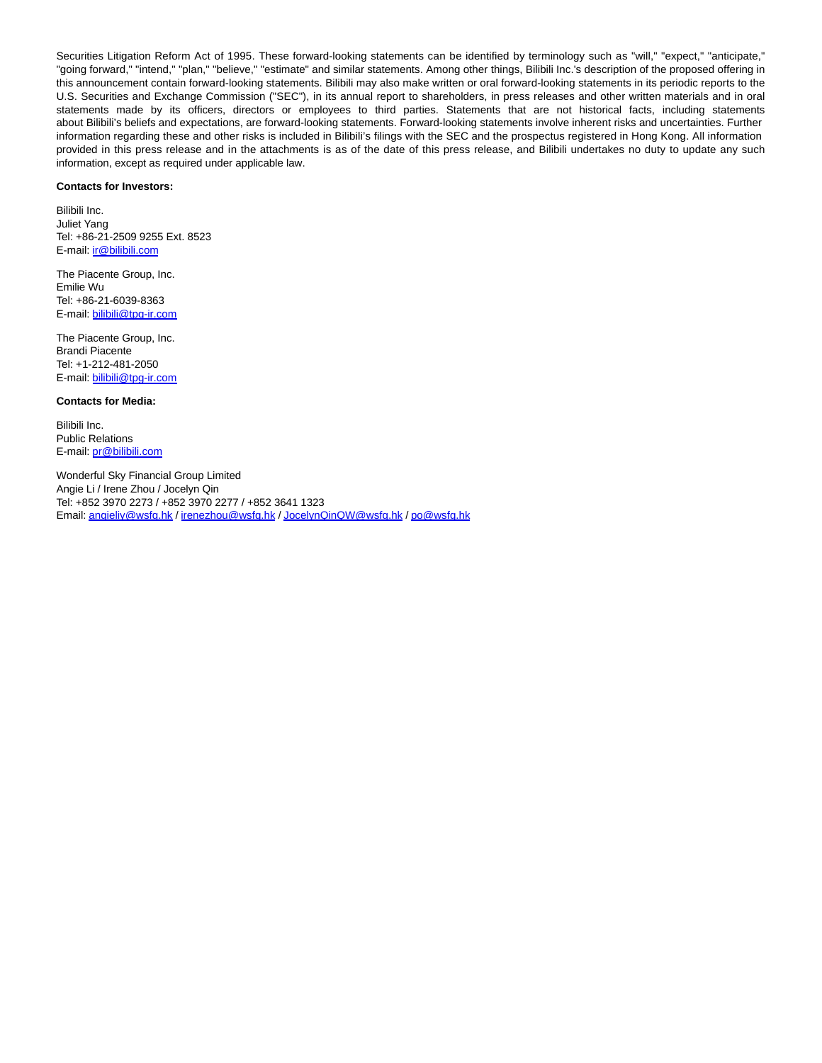Securities Litigation Reform Act of 1995. These forward-looking statements can be identified by terminology such as "will," "expect," "anticipate," "going forward," "intend," "plan," "believe," "estimate" and similar statements. Among other things, Bilibili Inc.'s description of the proposed offering in this announcement contain forward-looking statements. Bilibili may also make written or oral forward-looking statements in its periodic reports to the U.S. Securities and Exchange Commission ("SEC"), in its annual report to shareholders, in press releases and other written materials and in oral statements made by its officers, directors or employees to third parties. Statements that are not historical facts, including statements about Bilibili's beliefs and expectations, are forward-looking statements. Forward-looking statements involve inherent risks and uncertainties. Further information regarding these and other risks is included in Bilibili's filings with the SEC and the prospectus registered in Hong Kong. All information provided in this press release and in the attachments is as of the date of this press release, and Bilibili undertakes no duty to update any such information, except as required under applicable law.

**Contacts for Investors:**

Bilibili Inc.
Juliet Yang
Tel: +86-21-2509 9255 Ext. 8523
E-mail: ir@bilibili.com

The Piacente Group, Inc.
Emilie Wu
Tel: +86-21-6039-8363
E-mail: bilibili@tpg-ir.com

The Piacente Group, Inc.
Brandi Piacente
Tel: +1-212-481-2050
E-mail: bilibili@tpg-ir.com

**Contacts for Media:**

Bilibili Inc.
Public Relations
E-mail: pr@bilibili.com

Wonderful Sky Financial Group Limited
Angie Li / Irene Zhou / Jocelyn Qin
Tel: +852 3970 2273 / +852 3970 2277 / +852 3641 1323
Email: angieliy@wsfg.hk / irenezhou@wsfg.hk / JocelynQinQW@wsfg.hk / po@wsfg.hk